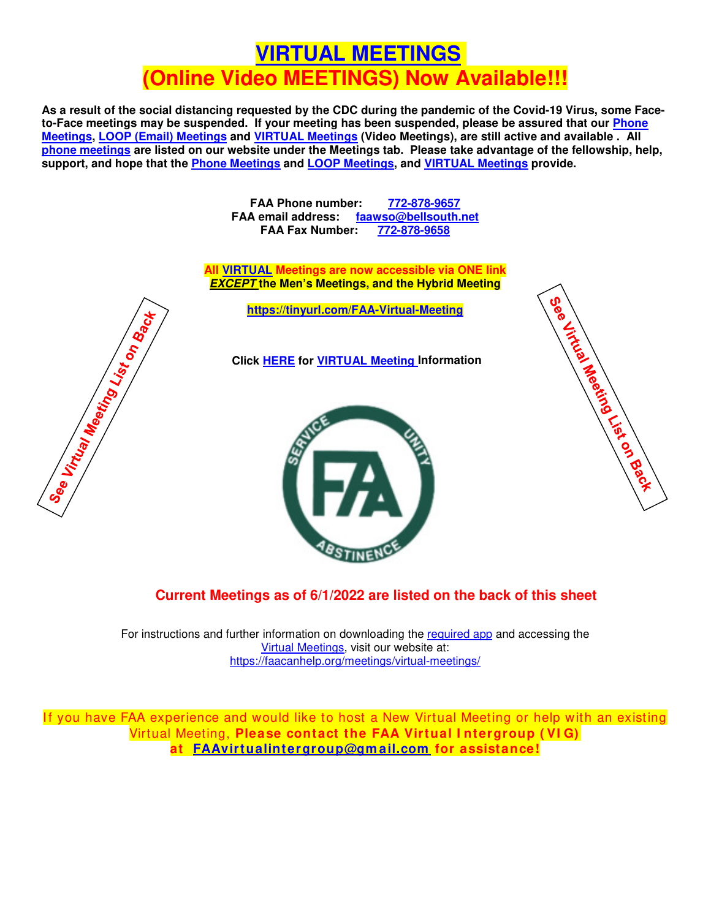# VIRTUAL MEETINGS

# (Online Video MEETINGS) Now Available!!!

**As a result of the social distancing requested by the CDC during the pandemic of the Covid-19 Virus, some Face-to-Face meetings may be suspended. If your meeting has been suspended, please be assured that our Phone Meetings, LOOP (Email) Meetings and VIRTUAL Meetings (Video Meetings), are still active and available . All phone meetings are listed on our website under the Meetings tab. Please take advantage of the fellowship, help, support, and hope that the Phone Meetings and LOOP Meetings, and VIRTUAL Meetings provide.**

**FAA Phone number:** 772-878-9657
**FAA email address:** faawso@bellsouth.net
**FAA Fax Number:** 772-878-9658

**All VIRTUAL Meetings are now accessible via ONE link**
***EXCEPT* the Men's Meetings, and the Hybrid Meeting**

**https://tinyurl.com/FAA-Virtual-Meeting**

**Click HERE for VIRTUAL Meeting Information**

**See Virtual Meeting List on Back**

**See Virtual Meeting List on Back**

SERVICE UNITY FAA ABSTINENCE

## Current Meetings as of 6/1/2022 are listed on the back of this sheet

For instructions and further information on downloading the required app and accessing the Virtual Meetings, visit our website at:
https://faacanhelp.org/meetings/virtual-meetings/

If you have FAA experience and would like to host a New Virtual Meeting or help with an existing Virtual Meeting, **Please contact the FAA Virtual Intergroup (VIG) at FAAvirtualintergroup@gmail.com for assistance!**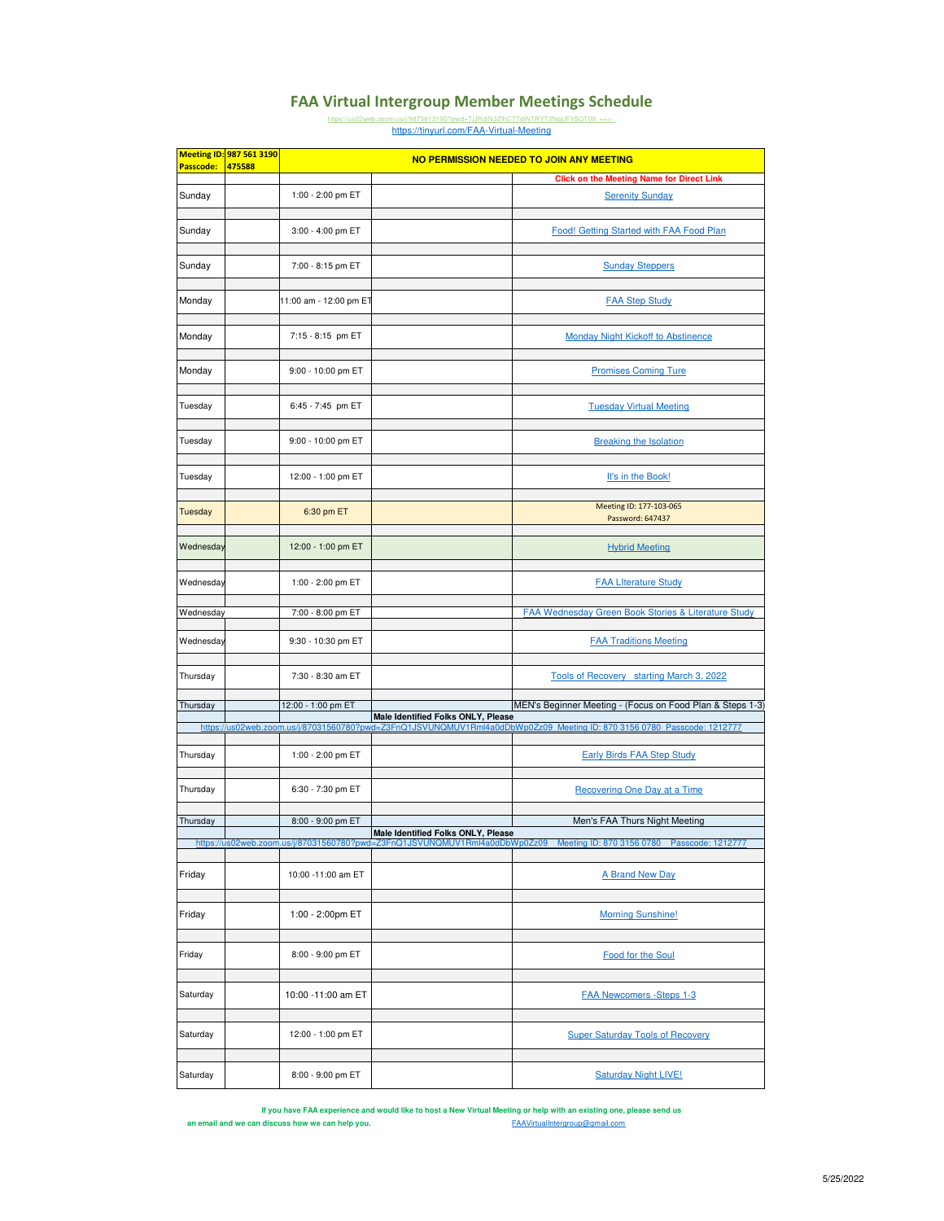# FAA Virtual Intergroup Member Meetings Schedule

https://us02web.zoom.us/j/9875613190?pwd=TjJRdjN3ZlhCTTdjNTRYT3NqUFY5QT09 ==>
https://tinyurl.com/FAA-Virtual-Meeting

| Meeting ID: 987 561 3190 Passcode: | 475588 | NO PERMISSION NEEDED TO JOIN ANY MEETING | | |
|---|---|---|---|---|
| | | | | Click on the Meeting Name for Direct Link |
| Sunday | | 1:00 - 2:00 pm ET | | Serenity Sunday |
| Sunday | | 3:00 - 4:00 pm ET | | Food! Getting Started with FAA Food Plan |
| Sunday | | 7:00 - 8:15 pm ET | | Sunday Steppers |
| Monday | | 11:00 am - 12:00 pm ET | | FAA Step Study |
| Monday | | 7:15 - 8:15 pm ET | | Monday Night Kickoff to Abstinence |
| Monday | | 9:00 - 10:00 pm ET | | Promises Coming Ture |
| Tuesday | | 6:45 - 7:45 pm ET | | Tuesday Virtual Meeting |
| Tuesday | | 9:00 - 10:00 pm ET | | Breaking the Isolation |
| Tuesday | | 12:00 - 1:00 pm ET | | It's in the Book! |
| Tuesday | | 6:30 pm ET | | Meeting ID: 177-103-065 Password: 647437 |
| Wednesday | | 12:00 - 1:00 pm ET | | Hybrid Meeting |
| Wednesday | | 1:00 - 2:00 pm ET | | FAA LIterature Study |
| Wednesday | | 7:00 - 8:00 pm ET | | FAA Wednesday Green Book Stories & Literature Study |
| Wednesday | | 9:30 - 10:30 pm ET | | FAA Traditions Meeting |
| Thursday | | 7:30 - 8:30 am ET | | Tools of Recovery starting March 3, 2022 |
| Thursday | | 12:00 - 1:00 pm ET | Male Identified Folks ONLY, Please | MEN's Beginner Meeting - (Focus on Food Plan & Steps 1-3) |
| https://us02web.zoom.us/j/87031560780?pwd=Z3FnQ1JSVUNQMUV1Rml4a0dDbWp0Zz09 Meeting ID: 870 3156 0780 Passcode: 1212777 | | | | |
| Thursday | | 1:00 - 2:00 pm ET | | Early Birds FAA Step Study |
| Thursday | | 6:30 - 7:30 pm ET | | Recovering One Day at a Time |
| Thursday | | 8:00 - 9:00 pm ET | Male Identified Folks ONLY, Please | Men's FAA Thurs Night Meeting |
| https://us02web.zoom.us/j/87031560780?pwd=Z3FnQ1JSVUNQMUV1Rml4a0dDbWp0Zz09 Meeting ID: 870 3156 0780 Passcode: 1212777 | | | | |
| Friday | | 10:00 -11:00 am ET | | A Brand New Day |
| Friday | | 1:00 - 2:00pm ET | | Morning Sunshine! |
| Friday | | 8:00 - 9:00 pm ET | | Food for the Soul |
| Saturday | | 10:00 -11:00 am ET | | FAA Newcomers -Steps 1-3 |
| Saturday | | 12:00 - 1:00 pm ET | | Super Saturday Tools of Recovery |
| Saturday | | 8:00 - 9:00 pm ET | | Saturday Night LIVE! |

**If you have FAA experience and would like to host a New Virtual Meeting or help with an existing one, please send us an email and we can discuss how we can help you.** FAAVirtualIntergroup@gmail.com

5/25/2022